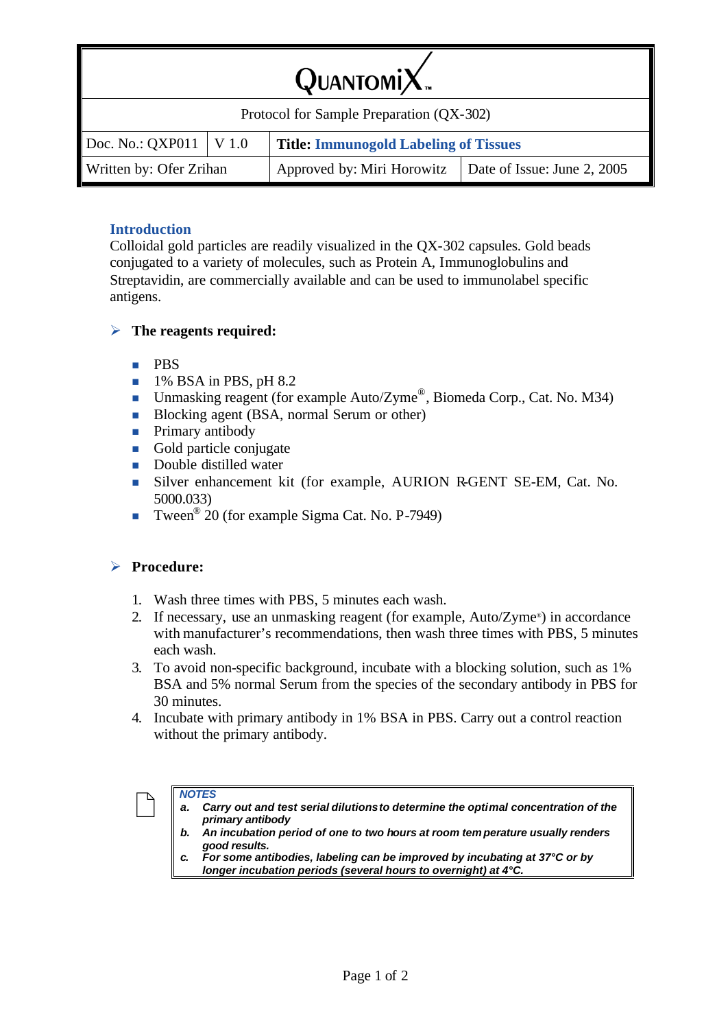# QUANTOMIX

Protocol for Sample Preparation (QX-302)

| Doc. No.: QXP011 | V 1.0 | **Title: Immunogold Labeling of Tissues** | |
|---|---|---|---|
| Written by: Ofer Zrihan | | Approved by: Miri Horowitz | Date of Issue: June 2, 2005 |

## Introduction

Colloidal gold particles are readily visualized in the QX-302 capsules. Gold beads conjugated to a variety of molecules, such as Protein A, Immunoglobulins and Streptavidin, are commercially available and can be used to immunolabel specific antigens.

### The reagents required:

- PBS
- 1% BSA in PBS, pH 8.2
- Unmasking reagent (for example Auto/Zyme®, Biomeda Corp., Cat. No. M34)
- Blocking agent (BSA, normal Serum or other)
- Primary antibody
- Gold particle conjugate
- Double distilled water
- Silver enhancement kit (for example, AURION R-GENT SE-EM, Cat. No. 5000.033)
- Tween® 20 (for example Sigma Cat. No. P-7949)

### Procedure:

1. Wash three times with PBS, 5 minutes each wash.
2. If necessary, use an unmasking reagent (for example, Auto/Zyme®) in accordance with manufacturer's recommendations, then wash three times with PBS, 5 minutes each wash.
3. To avoid non-specific background, incubate with a blocking solution, such as 1% BSA and 5% normal Serum from the species of the secondary antibody in PBS for 30 minutes.
4. Incubate with primary antibody in 1% BSA in PBS. Carry out a control reaction without the primary antibody.

> ***NOTES***
>
> ***a. Carry out and test serial dilutions to determine the optimal concentration of the primary antibody***
>
> ***b. An incubation period of one to two hours at room temperature usually renders good results.***
>
> ***c. For some antibodies, labeling can be improved by incubating at 37°C or by longer incubation periods (several hours to overnight) at 4°C.***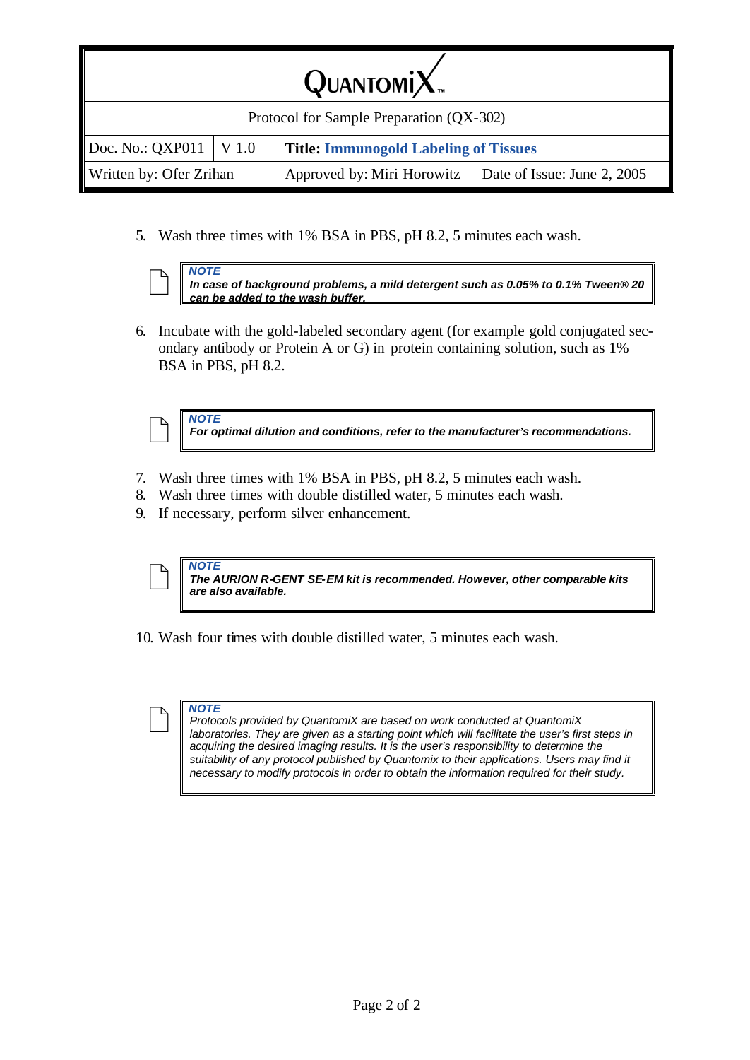5. Wash three times with 1% BSA in PBS, pH 8.2, 5 minutes each wash.

> **NOTE**
> ***In case of background problems, a mild detergent such as 0.05% to 0.1% Tween® 20 can be added to the wash buffer.***

6. Incubate with the gold-labeled secondary agent (for example gold conjugated secondary antibody or Protein A or G) in protein containing solution, such as 1% BSA in PBS, pH 8.2.

> **NOTE**
> ***For optimal dilution and conditions, refer to the manufacturer's recommendations.***

7. Wash three times with 1% BSA in PBS, pH 8.2, 5 minutes each wash.
8. Wash three times with double distilled water, 5 minutes each wash.
9. If necessary, perform silver enhancement.

> **NOTE**
> ***The AURION R-GENT SE-EM kit is recommended. However, other comparable kits are also available.***

10. Wash four times with double distilled water, 5 minutes each wash.

> **NOTE**
> *Protocols provided by QuantomiX are based on work conducted at QuantomiX laboratories. They are given as a starting point which will facilitate the user's first steps in acquiring the desired imaging results. It is the user's responsibility to determine the suitability of any protocol published by Quantomix to their applications. Users may find it necessary to modify protocols in order to obtain the information required for their study.*